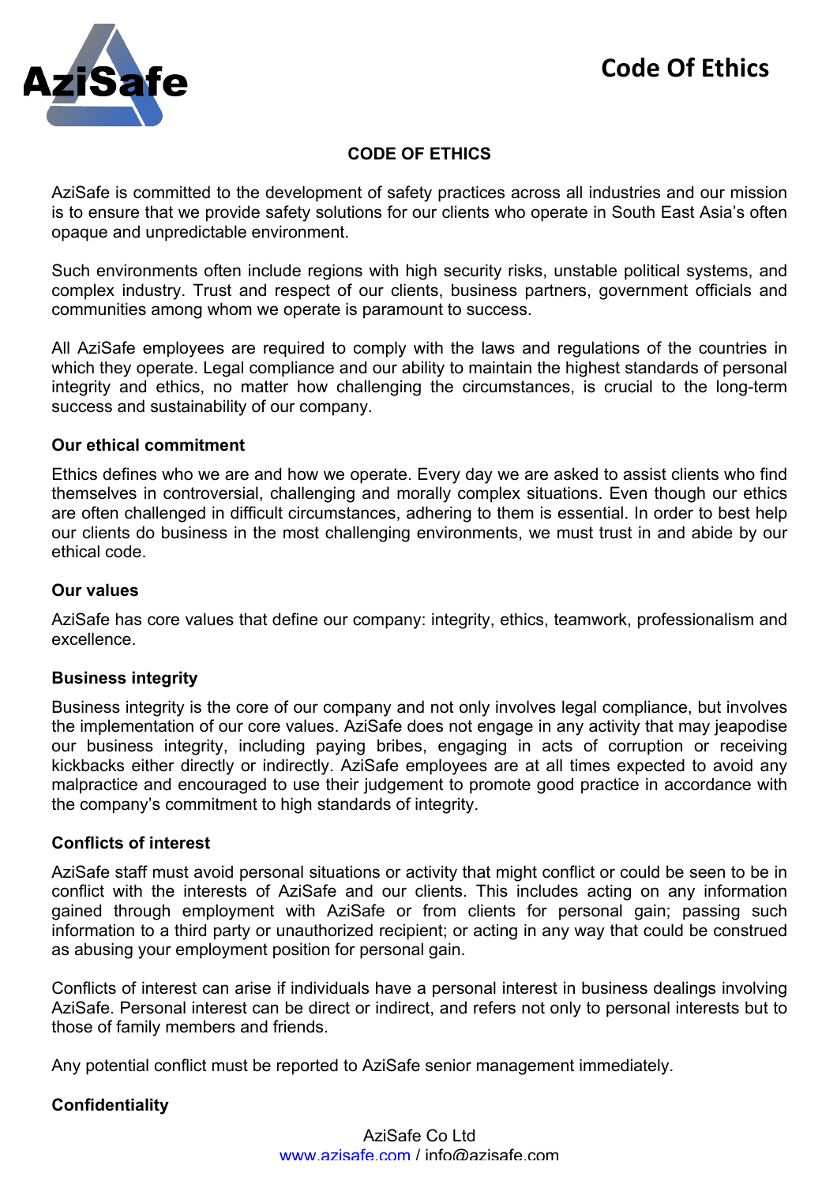# CODE OF ETHICS

AziSafe is committed to the development of safety practices across all industries and our mission is to ensure that we provide safety solutions for our clients who operate in South East Asia's often opaque and unpredictable environment.

Such environments often include regions with high security risks, unstable political systems, and complex industry. Trust and respect of our clients, business partners, government officials and communities among whom we operate is paramount to success.

All AziSafe employees are required to comply with the laws and regulations of the countries in which they operate. Legal compliance and our ability to maintain the highest standards of personal integrity and ethics, no matter how challenging the circumstances, is crucial to the long-term success and sustainability of our company.

## Our ethical commitment

Ethics defines who we are and how we operate. Every day we are asked to assist clients who find themselves in controversial, challenging and morally complex situations. Even though our ethics are often challenged in difficult circumstances, adhering to them is essential. In order to best help our clients do business in the most challenging environments, we must trust in and abide by our ethical code.

## Our values

AziSafe has core values that define our company: integrity, ethics, teamwork, professionalism and excellence.

## Business integrity

Business integrity is the core of our company and not only involves legal compliance, but involves the implementation of our core values. AziSafe does not engage in any activity that may jeapodise our business integrity, including paying bribes, engaging in acts of corruption or receiving kickbacks either directly or indirectly. AziSafe employees are at all times expected to avoid any malpractice and encouraged to use their judgement to promote good practice in accordance with the company's commitment to high standards of integrity.

## Conflicts of interest

AziSafe staff must avoid personal situations or activity that might conflict or could be seen to be in conflict with the interests of AziSafe and our clients. This includes acting on any information gained through employment with AziSafe or from clients for personal gain; passing such information to a third party or unauthorized recipient; or acting in any way that could be construed as abusing your employment position for personal gain.

Conflicts of interest can arise if individuals have a personal interest in business dealings involving AziSafe. Personal interest can be direct or indirect, and refers not only to personal interests but to those of family members and friends.

Any potential conflict must be reported to AziSafe senior management immediately.

## Confidentiality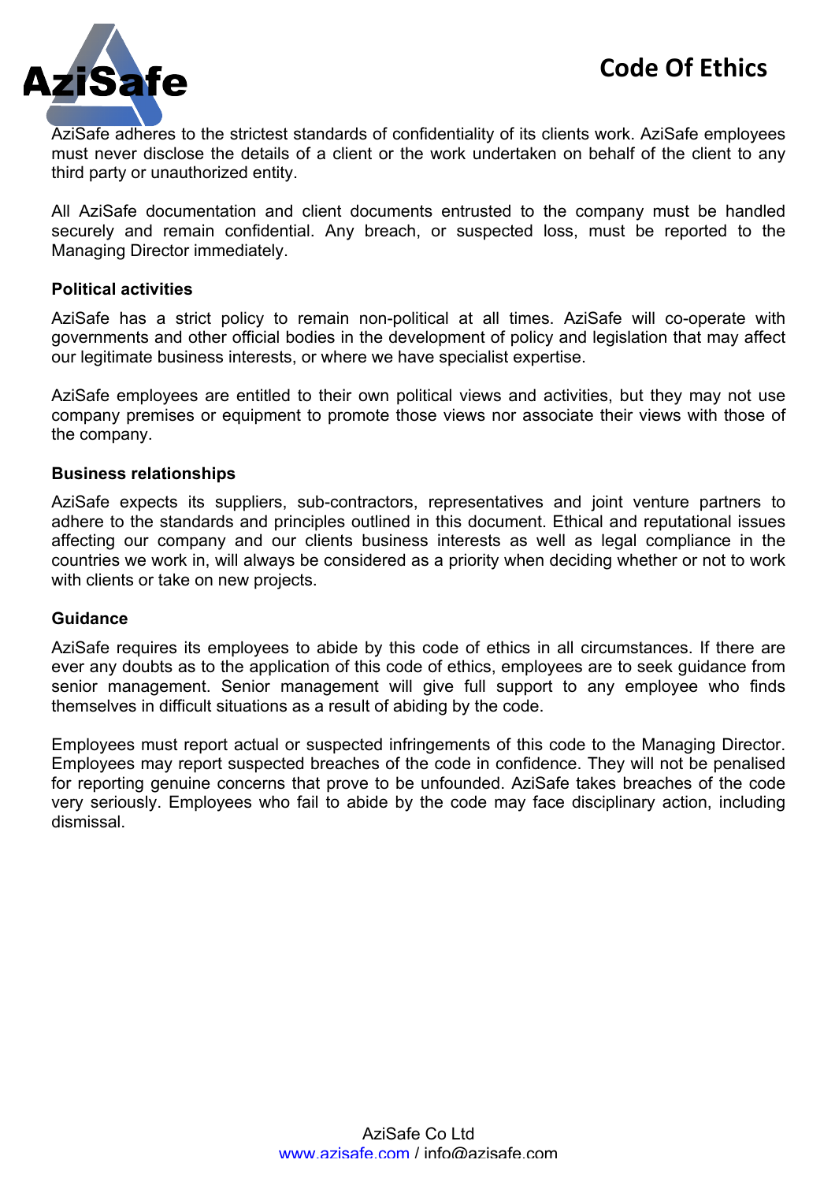AziSafe adheres to the strictest standards of confidentiality of its clients work. AziSafe employees must never disclose the details of a client or the work undertaken on behalf of the client to any third party or unauthorized entity.

All AziSafe documentation and client documents entrusted to the company must be handled securely and remain confidential. Any breach, or suspected loss, must be reported to the Managing Director immediately.

**Political activities**

AziSafe has a strict policy to remain non-political at all times. AziSafe will co-operate with governments and other official bodies in the development of policy and legislation that may affect our legitimate business interests, or where we have specialist expertise.

AziSafe employees are entitled to their own political views and activities, but they may not use company premises or equipment to promote those views nor associate their views with those of the company.

**Business relationships**

AziSafe expects its suppliers, sub-contractors, representatives and joint venture partners to adhere to the standards and principles outlined in this document. Ethical and reputational issues affecting our company and our clients business interests as well as legal compliance in the countries we work in, will always be considered as a priority when deciding whether or not to work with clients or take on new projects.

**Guidance**

AziSafe requires its employees to abide by this code of ethics in all circumstances. If there are ever any doubts as to the application of this code of ethics, employees are to seek guidance from senior management. Senior management will give full support to any employee who finds themselves in difficult situations as a result of abiding by the code.

Employees must report actual or suspected infringements of this code to the Managing Director. Employees may report suspected breaches of the code in confidence. They will not be penalised for reporting genuine concerns that prove to be unfounded. AziSafe takes breaches of the code very seriously. Employees who fail to abide by the code may face disciplinary action, including dismissal.